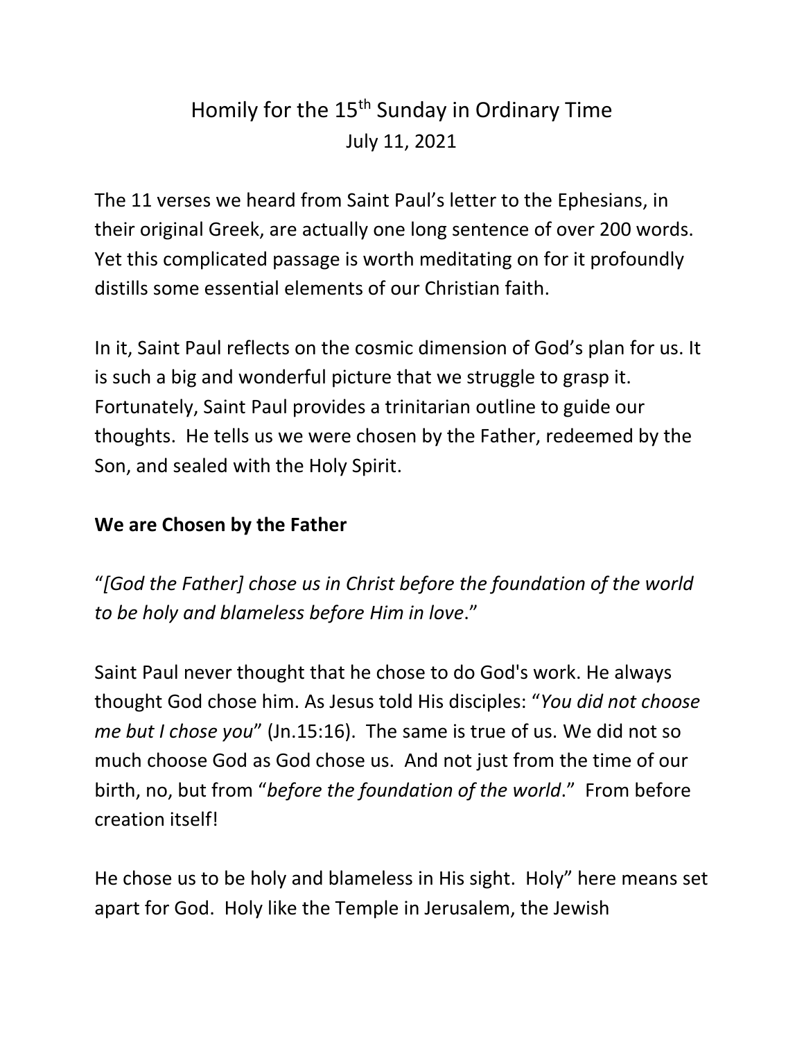# Homily for the 15th Sunday in Ordinary Time

July 11, 2021

The 11 verses we heard from Saint Paul's letter to the Ephesians, in their original Greek, are actually one long sentence of over 200 words. Yet this complicated passage is worth meditating on for it profoundly distills some essential elements of our Christian faith.

In it, Saint Paul reflects on the cosmic dimension of God's plan for us. It is such a big and wonderful picture that we struggle to grasp it. Fortunately, Saint Paul provides a trinitarian outline to guide our thoughts. He tells us we were chosen by the Father, redeemed by the Son, and sealed with the Holy Spirit.

## We are Chosen by the Father

"*[God the Father] chose us in Christ before the foundation of the world to be holy and blameless before Him in love*."

Saint Paul never thought that he chose to do God's work. He always thought God chose him. As Jesus told His disciples: "*You did not choose me but I chose you*" (Jn.15:16). The same is true of us. We did not so much choose God as God chose us. And not just from the time of our birth, no, but from "*before the foundation of the world*." From before creation itself!

He chose us to be holy and blameless in His sight. Holy" here means set apart for God. Holy like the Temple in Jerusalem, the Jewish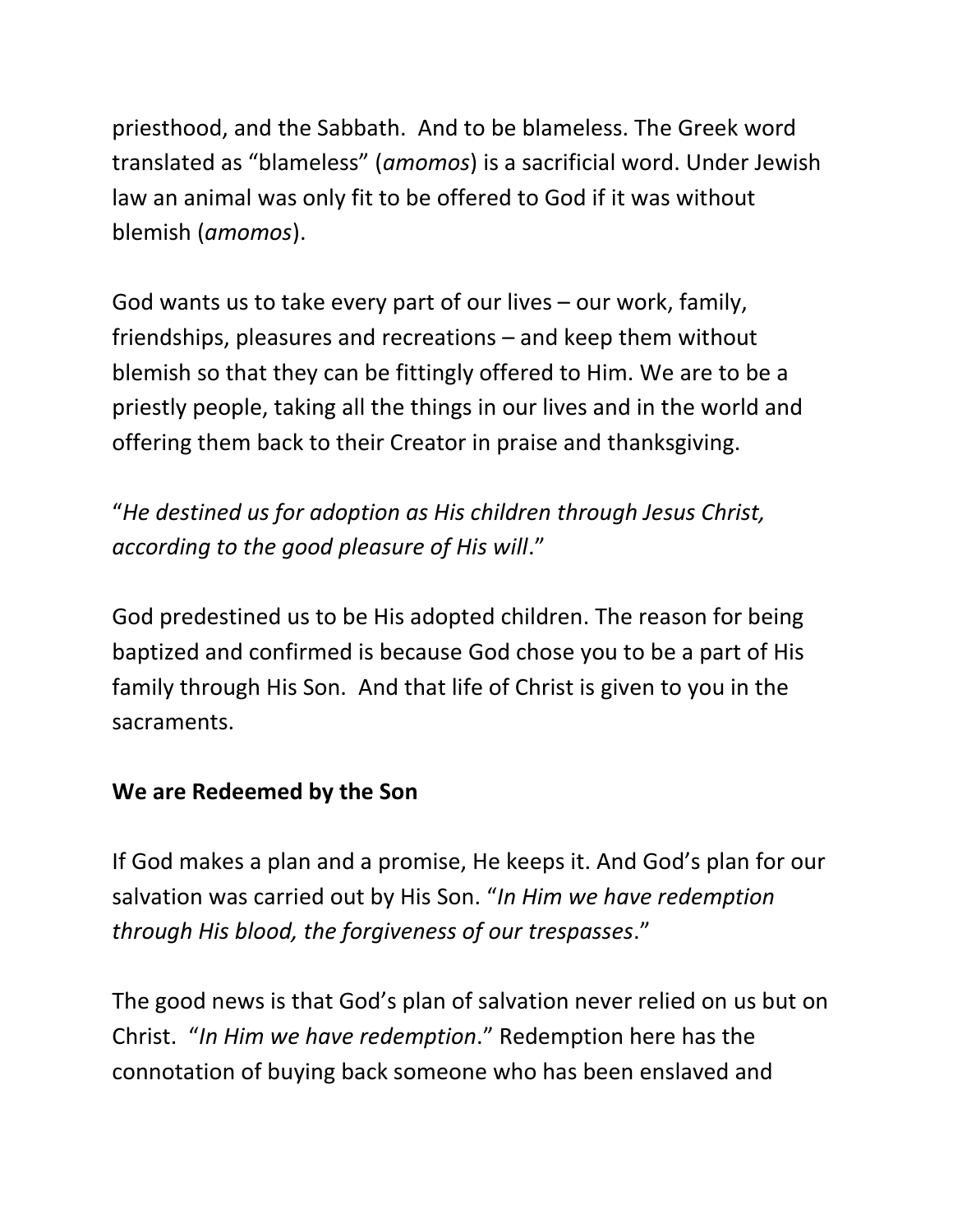priesthood, and the Sabbath.  And to be blameless. The Greek word translated as "blameless" (*amomos*) is a sacrificial word. Under Jewish law an animal was only fit to be offered to God if it was without blemish (*amomos*).

God wants us to take every part of our lives – our work, family, friendships, pleasures and recreations – and keep them without blemish so that they can be fittingly offered to Him. We are to be a priestly people, taking all the things in our lives and in the world and offering them back to their Creator in praise and thanksgiving.

"*He destined us for adoption as His children through Jesus Christ, according to the good pleasure of His will*."

God predestined us to be His adopted children. The reason for being baptized and confirmed is because God chose you to be a part of His family through His Son.  And that life of Christ is given to you in the sacraments.

**We are Redeemed by the Son**

If God makes a plan and a promise, He keeps it. And God's plan for our salvation was carried out by His Son. "*In Him we have redemption through His blood, the forgiveness of our trespasses*."

The good news is that God's plan of salvation never relied on us but on Christ.  "*In Him we have redemption*." Redemption here has the connotation of buying back someone who has been enslaved and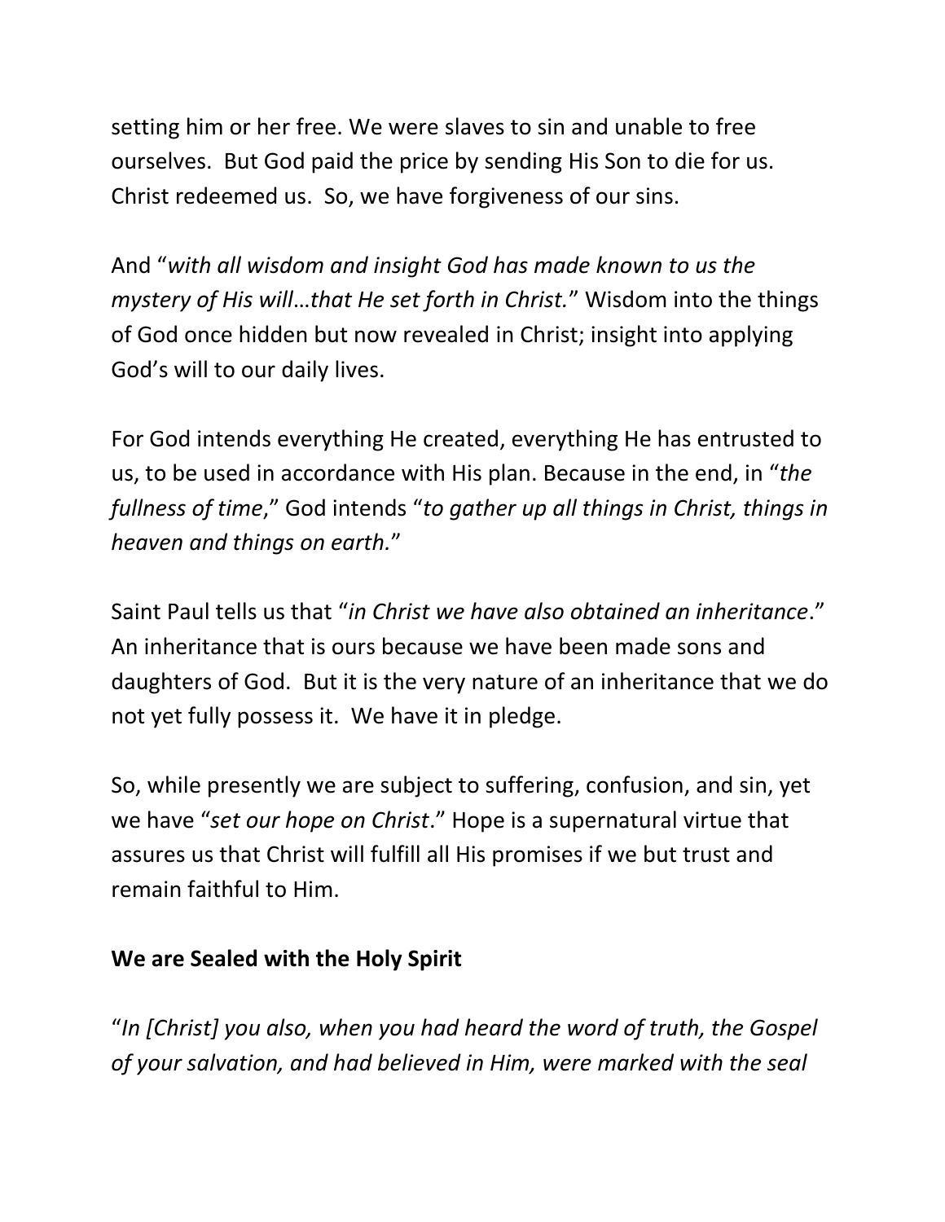setting him or her free. We were slaves to sin and unable to free ourselves. But God paid the price by sending His Son to die for us. Christ redeemed us. So, we have forgiveness of our sins.

And "*with all wisdom and insight God has made known to us the mystery of His will…that He set forth in Christ.*" Wisdom into the things of God once hidden but now revealed in Christ; insight into applying God's will to our daily lives.

For God intends everything He created, everything He has entrusted to us, to be used in accordance with His plan. Because in the end, in "*the fullness of time*," God intends "*to gather up all things in Christ, things in heaven and things on earth.*"

Saint Paul tells us that "*in Christ we have also obtained an inheritance*." An inheritance that is ours because we have been made sons and daughters of God. But it is the very nature of an inheritance that we do not yet fully possess it. We have it in pledge.

So, while presently we are subject to suffering, confusion, and sin, yet we have "*set our hope on Christ*." Hope is a supernatural virtue that assures us that Christ will fulfill all His promises if we but trust and remain faithful to Him.

**We are Sealed with the Holy Spirit**

"*In [Christ] you also, when you had heard the word of truth, the Gospel of your salvation, and had believed in Him, were marked with the seal*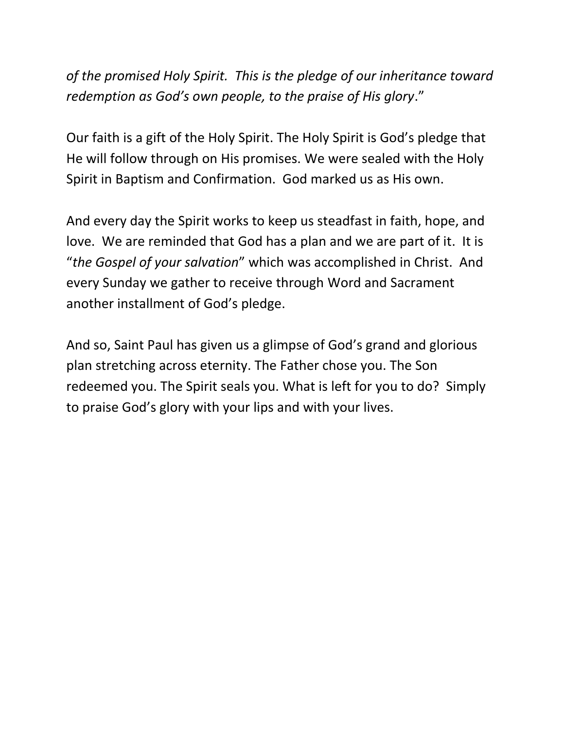*of the promised Holy Spirit. This is the pledge of our inheritance toward redemption as God's own people, to the praise of His glory*."

Our faith is a gift of the Holy Spirit. The Holy Spirit is God's pledge that He will follow through on His promises. We were sealed with the Holy Spirit in Baptism and Confirmation. God marked us as His own.

And every day the Spirit works to keep us steadfast in faith, hope, and love. We are reminded that God has a plan and we are part of it. It is "*the Gospel of your salvation*" which was accomplished in Christ. And every Sunday we gather to receive through Word and Sacrament another installment of God's pledge.

And so, Saint Paul has given us a glimpse of God's grand and glorious plan stretching across eternity. The Father chose you. The Son redeemed you. The Spirit seals you. What is left for you to do? Simply to praise God's glory with your lips and with your lives.